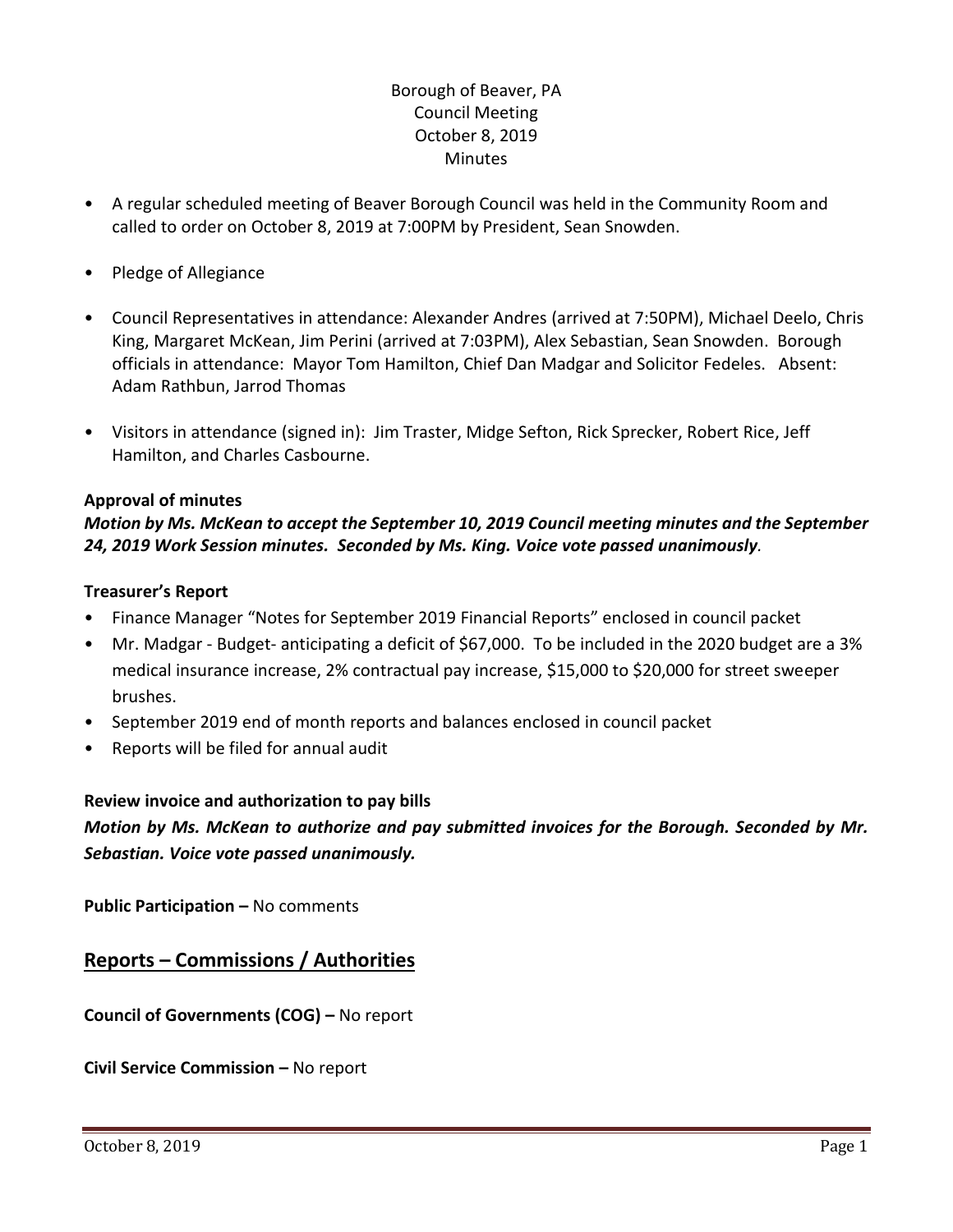Borough of Beaver, PA
Council Meeting
October 8, 2019
Minutes

- A regular scheduled meeting of Beaver Borough Council was held in the Community Room and called to order on October 8, 2019 at 7:00PM by President, Sean Snowden.
- Pledge of Allegiance
- Council Representatives in attendance: Alexander Andres (arrived at 7:50PM), Michael Deelo, Chris King, Margaret McKean, Jim Perini (arrived at 7:03PM), Alex Sebastian, Sean Snowden. Borough officials in attendance: Mayor Tom Hamilton, Chief Dan Madgar and Solicitor Fedeles. Absent: Adam Rathbun, Jarrod Thomas
- Visitors in attendance (signed in): Jim Traster, Midge Sefton, Rick Sprecker, Robert Rice, Jeff Hamilton, and Charles Casbourne.

**Approval of minutes**

***Motion by Ms. McKean to accept the September 10, 2019 Council meeting minutes and the September 24, 2019 Work Session minutes. Seconded by Ms. King. Voice vote passed unanimously***.

**Treasurer's Report**

- Finance Manager "Notes for September 2019 Financial Reports" enclosed in council packet
- Mr. Madgar - Budget- anticipating a deficit of $67,000. To be included in the 2020 budget are a 3% medical insurance increase, 2% contractual pay increase, $15,000 to $20,000 for street sweeper brushes.
- September 2019 end of month reports and balances enclosed in council packet
- Reports will be filed for annual audit

**Review invoice and authorization to pay bills**

***Motion by Ms. McKean to authorize and pay submitted invoices for the Borough. Seconded by Mr. Sebastian. Voice vote passed unanimously.***

**Public Participation –** No comments

## Reports – Commissions / Authorities

**Council of Governments (COG) –** No report

**Civil Service Commission –** No report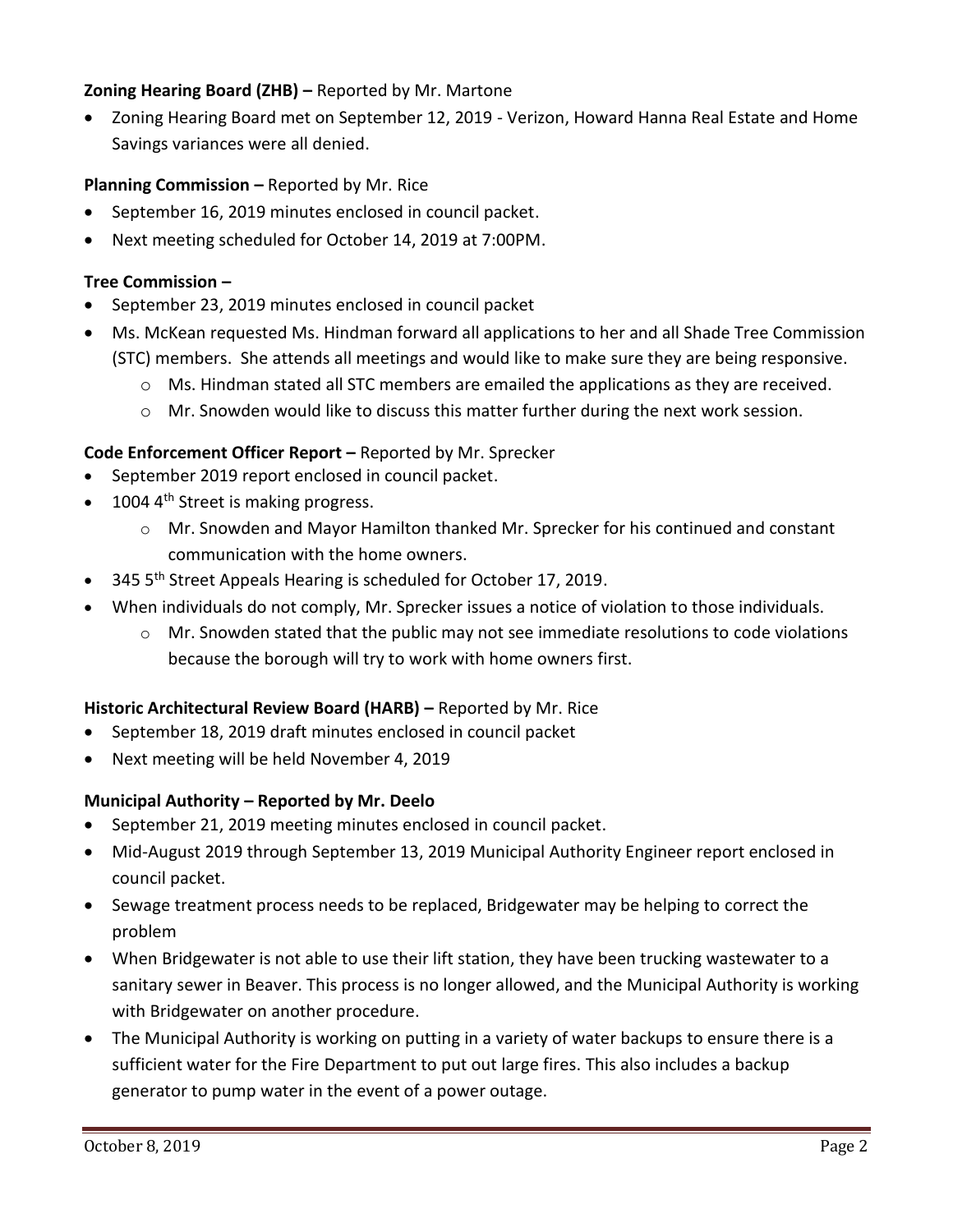**Zoning Hearing Board (ZHB) –** Reported by Mr. Martone

- Zoning Hearing Board met on September 12, 2019 - Verizon, Howard Hanna Real Estate and Home Savings variances were all denied.

**Planning Commission –** Reported by Mr. Rice

- September 16, 2019 minutes enclosed in council packet.
- Next meeting scheduled for October 14, 2019 at 7:00PM.

**Tree Commission –**

- September 23, 2019 minutes enclosed in council packet
- Ms. McKean requested Ms. Hindman forward all applications to her and all Shade Tree Commission (STC) members. She attends all meetings and would like to make sure they are being responsive.
    - Ms. Hindman stated all STC members are emailed the applications as they are received.
    - Mr. Snowden would like to discuss this matter further during the next work session.

**Code Enforcement Officer Report –** Reported by Mr. Sprecker

- September 2019 report enclosed in council packet.
- 1004 4th Street is making progress.
    - Mr. Snowden and Mayor Hamilton thanked Mr. Sprecker for his continued and constant communication with the home owners.
- 345 5th Street Appeals Hearing is scheduled for October 17, 2019.
- When individuals do not comply, Mr. Sprecker issues a notice of violation to those individuals.
    - Mr. Snowden stated that the public may not see immediate resolutions to code violations because the borough will try to work with home owners first.

**Historic Architectural Review Board (HARB) –** Reported by Mr. Rice

- September 18, 2019 draft minutes enclosed in council packet
- Next meeting will be held November 4, 2019

**Municipal Authority – Reported by Mr. Deelo**

- September 21, 2019 meeting minutes enclosed in council packet.
- Mid-August 2019 through September 13, 2019 Municipal Authority Engineer report enclosed in council packet.
- Sewage treatment process needs to be replaced, Bridgewater may be helping to correct the problem
- When Bridgewater is not able to use their lift station, they have been trucking wastewater to a sanitary sewer in Beaver. This process is no longer allowed, and the Municipal Authority is working with Bridgewater on another procedure.
- The Municipal Authority is working on putting in a variety of water backups to ensure there is a sufficient water for the Fire Department to put out large fires. This also includes a backup generator to pump water in the event of a power outage.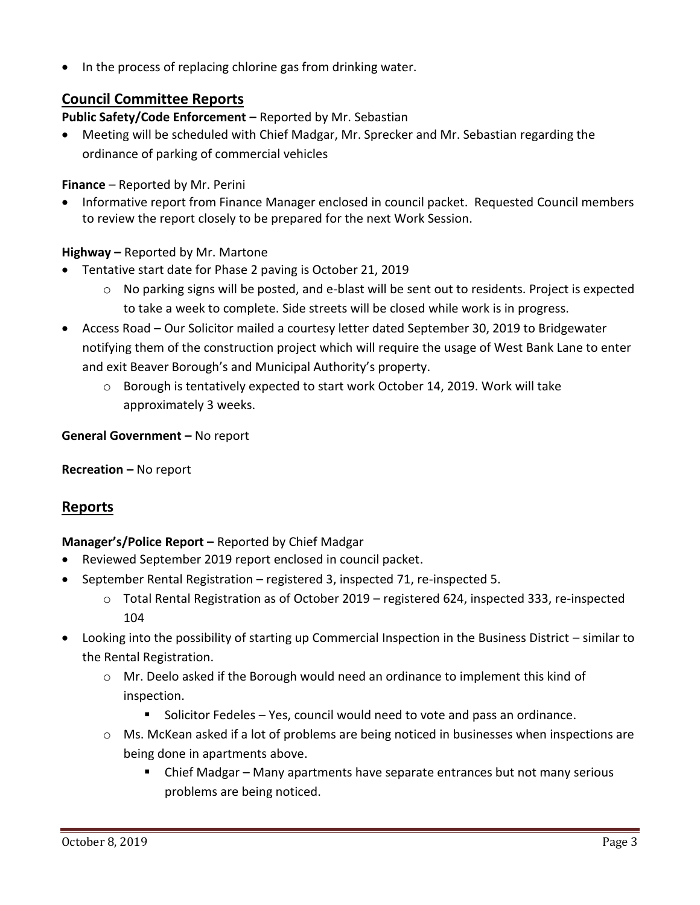- In the process of replacing chlorine gas from drinking water.

## Council Committee Reports

**Public Safety/Code Enforcement –** Reported by Mr. Sebastian

- Meeting will be scheduled with Chief Madgar, Mr. Sprecker and Mr. Sebastian regarding the ordinance of parking of commercial vehicles

**Finance** – Reported by Mr. Perini

- Informative report from Finance Manager enclosed in council packet. Requested Council members to review the report closely to be prepared for the next Work Session.

**Highway –** Reported by Mr. Martone

- Tentative start date for Phase 2 paving is October 21, 2019
  - No parking signs will be posted, and e-blast will be sent out to residents. Project is expected to take a week to complete. Side streets will be closed while work is in progress.
- Access Road – Our Solicitor mailed a courtesy letter dated September 30, 2019 to Bridgewater notifying them of the construction project which will require the usage of West Bank Lane to enter and exit Beaver Borough's and Municipal Authority's property.
  - Borough is tentatively expected to start work October 14, 2019. Work will take approximately 3 weeks.

**General Government –** No report

**Recreation –** No report

## Reports

**Manager's/Police Report –** Reported by Chief Madgar

- Reviewed September 2019 report enclosed in council packet.
- September Rental Registration – registered 3, inspected 71, re-inspected 5.
  - Total Rental Registration as of October 2019 – registered 624, inspected 333, re-inspected 104
- Looking into the possibility of starting up Commercial Inspection in the Business District – similar to the Rental Registration.
  - Mr. Deelo asked if the Borough would need an ordinance to implement this kind of inspection.
    - Solicitor Fedeles – Yes, council would need to vote and pass an ordinance.
  - Ms. McKean asked if a lot of problems are being noticed in businesses when inspections are being done in apartments above.
    - Chief Madgar – Many apartments have separate entrances but not many serious problems are being noticed.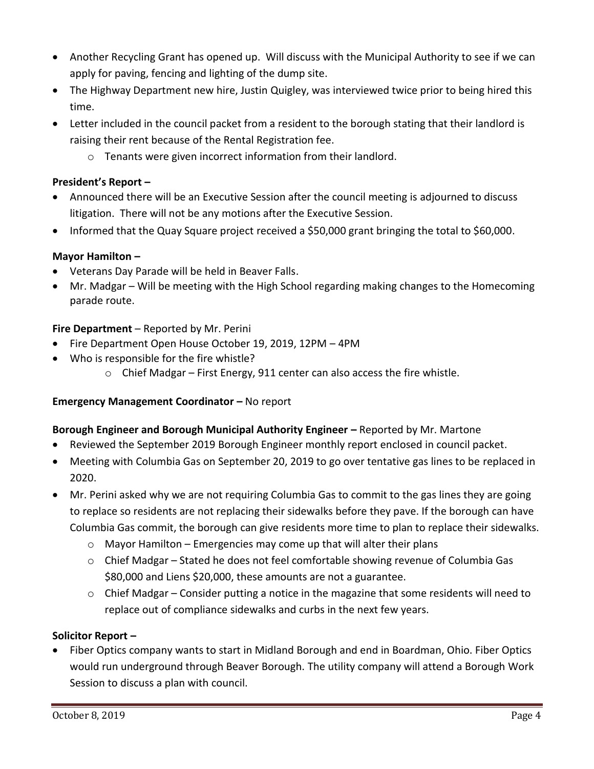- Another Recycling Grant has opened up. Will discuss with the Municipal Authority to see if we can apply for paving, fencing and lighting of the dump site.
- The Highway Department new hire, Justin Quigley, was interviewed twice prior to being hired this time.
- Letter included in the council packet from a resident to the borough stating that their landlord is raising their rent because of the Rental Registration fee.
    - Tenants were given incorrect information from their landlord.

**President's Report –**

- Announced there will be an Executive Session after the council meeting is adjourned to discuss litigation. There will not be any motions after the Executive Session.
- Informed that the Quay Square project received a $50,000 grant bringing the total to $60,000.

**Mayor Hamilton –**

- Veterans Day Parade will be held in Beaver Falls.
- Mr. Madgar – Will be meeting with the High School regarding making changes to the Homecoming parade route.

**Fire Department** – Reported by Mr. Perini

- Fire Department Open House October 19, 2019, 12PM – 4PM
- Who is responsible for the fire whistle?
    - Chief Madgar – First Energy, 911 center can also access the fire whistle.

**Emergency Management Coordinator –** No report

**Borough Engineer and Borough Municipal Authority Engineer –** Reported by Mr. Martone

- Reviewed the September 2019 Borough Engineer monthly report enclosed in council packet.
- Meeting with Columbia Gas on September 20, 2019 to go over tentative gas lines to be replaced in 2020.
- Mr. Perini asked why we are not requiring Columbia Gas to commit to the gas lines they are going to replace so residents are not replacing their sidewalks before they pave. If the borough can have Columbia Gas commit, the borough can give residents more time to plan to replace their sidewalks.
    - Mayor Hamilton – Emergencies may come up that will alter their plans
    - Chief Madgar – Stated he does not feel comfortable showing revenue of Columbia Gas $80,000 and Liens $20,000, these amounts are not a guarantee.
    - Chief Madgar – Consider putting a notice in the magazine that some residents will need to replace out of compliance sidewalks and curbs in the next few years.

**Solicitor Report –**

- Fiber Optics company wants to start in Midland Borough and end in Boardman, Ohio. Fiber Optics would run underground through Beaver Borough. The utility company will attend a Borough Work Session to discuss a plan with council.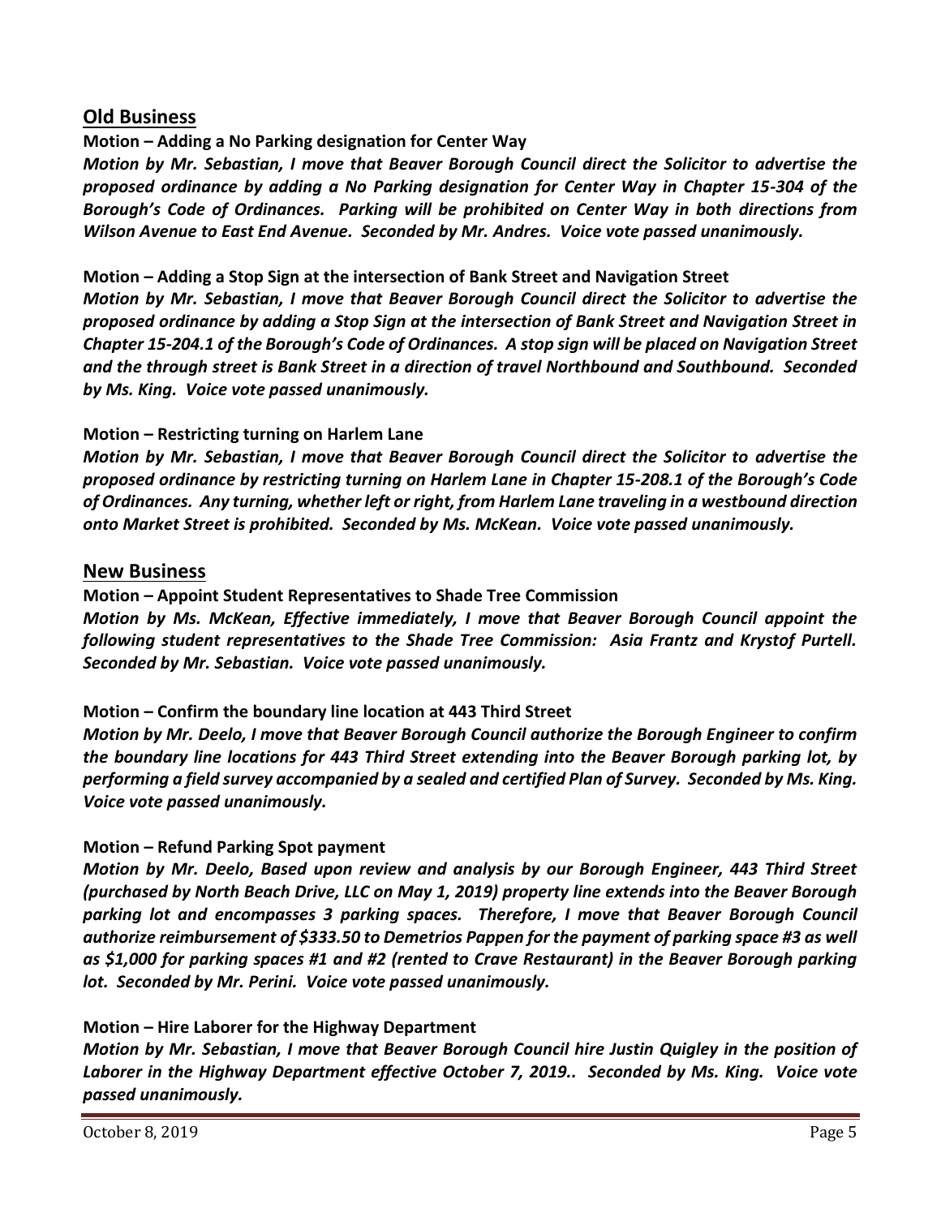## Old Business

**Motion – Adding a No Parking designation for Center Way**

***Motion by Mr. Sebastian, I move that Beaver Borough Council direct the Solicitor to advertise the proposed ordinance by adding a No Parking designation for Center Way in Chapter 15-304 of the Borough's Code of Ordinances. Parking will be prohibited on Center Way in both directions from Wilson Avenue to East End Avenue. Seconded by Mr. Andres. Voice vote passed unanimously.***

**Motion – Adding a Stop Sign at the intersection of Bank Street and Navigation Street**

***Motion by Mr. Sebastian, I move that Beaver Borough Council direct the Solicitor to advertise the proposed ordinance by adding a Stop Sign at the intersection of Bank Street and Navigation Street in Chapter 15-204.1 of the Borough's Code of Ordinances. A stop sign will be placed on Navigation Street and the through street is Bank Street in a direction of travel Northbound and Southbound. Seconded by Ms. King. Voice vote passed unanimously.***

**Motion – Restricting turning on Harlem Lane**

***Motion by Mr. Sebastian, I move that Beaver Borough Council direct the Solicitor to advertise the proposed ordinance by restricting turning on Harlem Lane in Chapter 15-208.1 of the Borough's Code of Ordinances. Any turning, whether left or right, from Harlem Lane traveling in a westbound direction onto Market Street is prohibited. Seconded by Ms. McKean. Voice vote passed unanimously.***

## New Business

**Motion – Appoint Student Representatives to Shade Tree Commission**

***Motion by Ms. McKean, Effective immediately, I move that Beaver Borough Council appoint the following student representatives to the Shade Tree Commission: Asia Frantz and Krystof Purtell. Seconded by Mr. Sebastian. Voice vote passed unanimously.***

**Motion – Confirm the boundary line location at 443 Third Street**

***Motion by Mr. Deelo, I move that Beaver Borough Council authorize the Borough Engineer to confirm the boundary line locations for 443 Third Street extending into the Beaver Borough parking lot, by performing a field survey accompanied by a sealed and certified Plan of Survey. Seconded by Ms. King. Voice vote passed unanimously.***

**Motion – Refund Parking Spot payment**

***Motion by Mr. Deelo, Based upon review and analysis by our Borough Engineer, 443 Third Street (purchased by North Beach Drive, LLC on May 1, 2019) property line extends into the Beaver Borough parking lot and encompasses 3 parking spaces. Therefore, I move that Beaver Borough Council authorize reimbursement of $333.50 to Demetrios Pappen for the payment of parking space #3 as well as $1,000 for parking spaces #1 and #2 (rented to Crave Restaurant) in the Beaver Borough parking lot. Seconded by Mr. Perini. Voice vote passed unanimously.***

**Motion – Hire Laborer for the Highway Department**

***Motion by Mr. Sebastian, I move that Beaver Borough Council hire Justin Quigley in the position of Laborer in the Highway Department effective October 7, 2019.. Seconded by Ms. King. Voice vote passed unanimously.***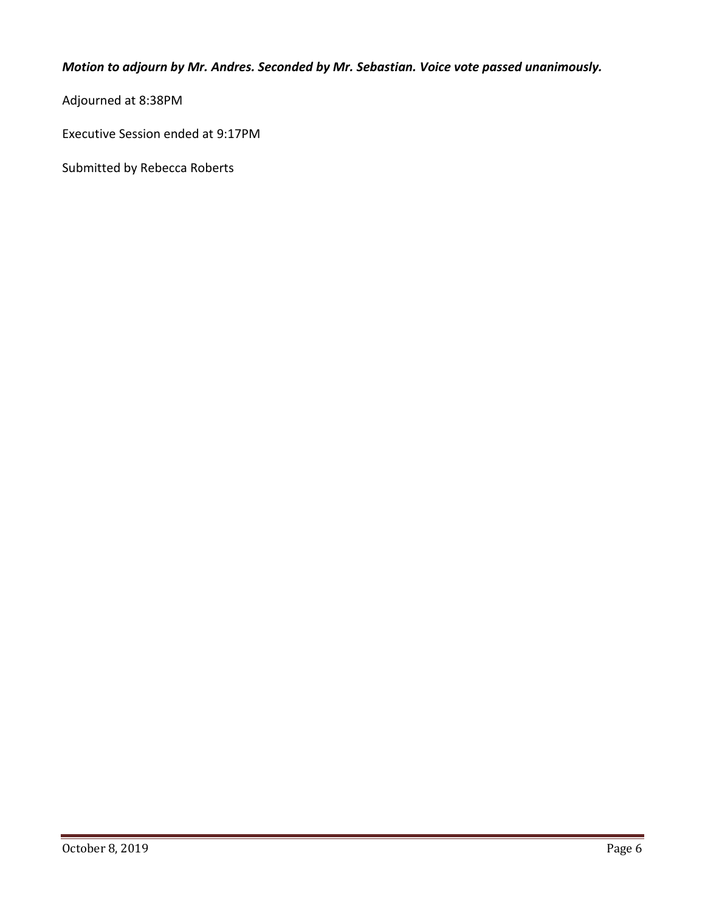***Motion to adjourn by Mr. Andres. Seconded by Mr. Sebastian. Voice vote passed unanimously.***

Adjourned at 8:38PM

Executive Session ended at 9:17PM

Submitted by Rebecca Roberts